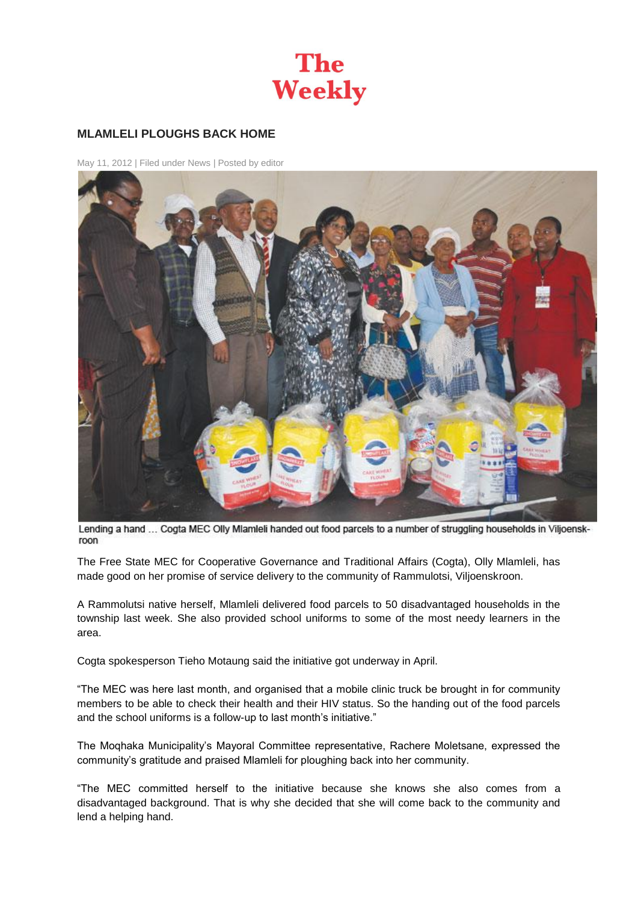# The Weekly

## MLAMLELI PLOUGHS BACK HOME

May 11, 2012 | Filed under News | Posted by editor

Lending a hand ... Cogta MEC Olly Mlamleli handed out food parcels to a number of struggling households in Viljoenskroon

The Free State MEC for Cooperative Governance and Traditional Affairs (Cogta), Olly Mlamleli, has made good on her promise of service delivery to the community of Rammulotsi, Viljoenskroon.

A Rammolutsi native herself, Mlamleli delivered food parcels to 50 disadvantaged households in the township last week. She also provided school uniforms to some of the most needy learners in the area.

Cogta spokesperson Tieho Motaung said the initiative got underway in April.

"The MEC was here last month, and organised that a mobile clinic truck be brought in for community members to be able to check their health and their HIV status. So the handing out of the food parcels and the school uniforms is a follow-up to last month's initiative."

The Moqhaka Municipality's Mayoral Committee representative, Rachere Moletsane, expressed the community's gratitude and praised Mlamleli for ploughing back into her community.

"The MEC committed herself to the initiative because she knows she also comes from a disadvantaged background. That is why she decided that she will come back to the community and lend a helping hand.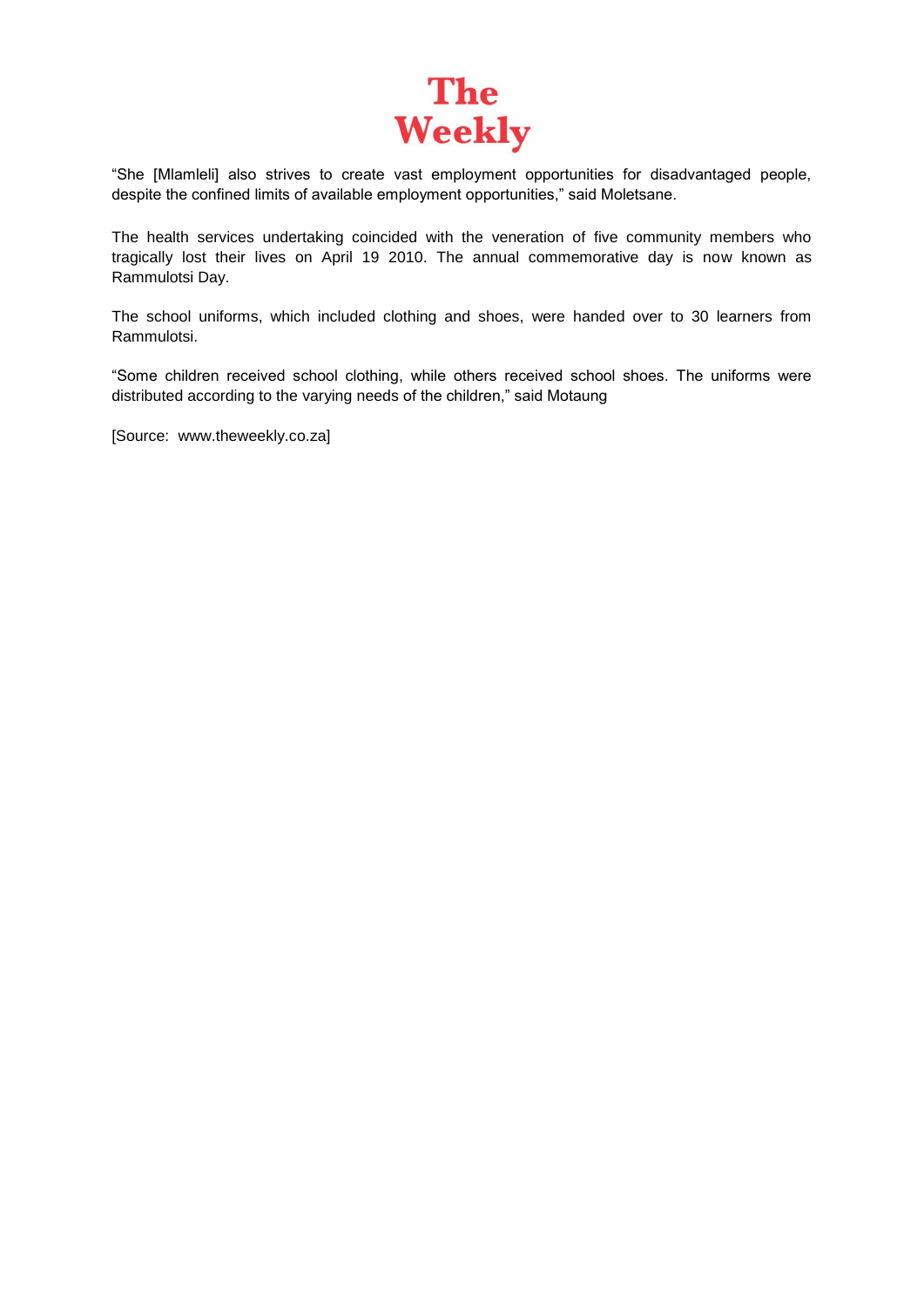"She [Mlamleli] also strives to create vast employment opportunities for disadvantaged people, despite the confined limits of available employment opportunities," said Moletsane.

The health services undertaking coincided with the veneration of five community members who tragically lost their lives on April 19 2010. The annual commemorative day is now known as Rammulotsi Day.

The school uniforms, which included clothing and shoes, were handed over to 30 learners from Rammulotsi.

"Some children received school clothing, while others received school shoes. The uniforms were distributed according to the varying needs of the children," said Motaung

[Source: www.theweekly.co.za]